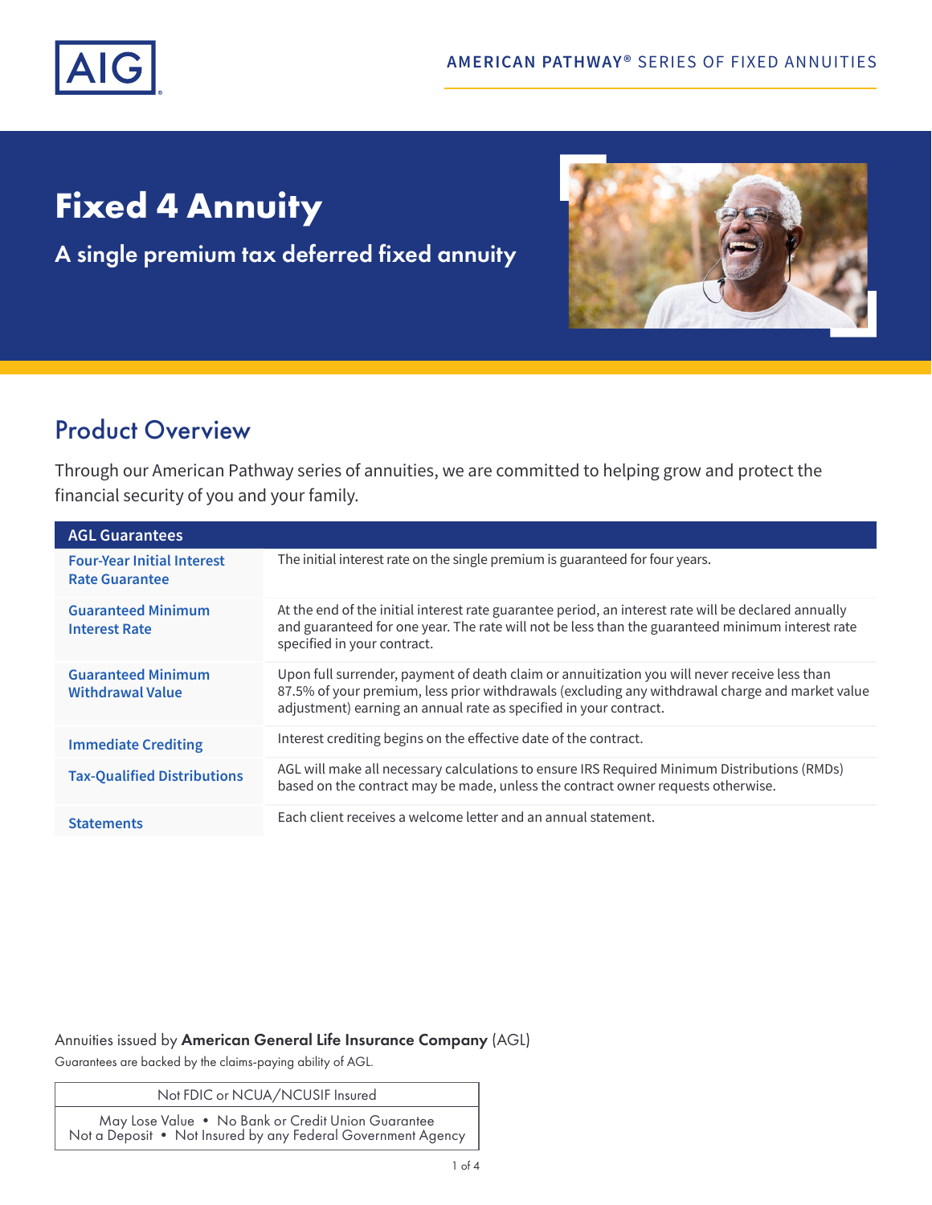AIG

AMERICAN PATHWAY® SERIES OF FIXED ANNUITIES

# Fixed 4 Annuity

## A single premium tax deferred fixed annuity

## Product Overview

Through our American Pathway series of annuities, we are committed to helping grow and protect the financial security of you and your family.

| AGL Guarantees | |
|---|---|
| **Four-Year Initial Interest Rate Guarantee** | The initial interest rate on the single premium is guaranteed for four years. |
| **Guaranteed Minimum Interest Rate** | At the end of the initial interest rate guarantee period, an interest rate will be declared annually and guaranteed for one year. The rate will not be less than the guaranteed minimum interest rate specified in your contract. |
| **Guaranteed Minimum Withdrawal Value** | Upon full surrender, payment of death claim or annuitization you will never receive less than 87.5% of your premium, less prior withdrawals (excluding any withdrawal charge and market value adjustment) earning an annual rate as specified in your contract. |
| **Immediate Crediting** | Interest crediting begins on the effective date of the contract. |
| **Tax-Qualified Distributions** | AGL will make all necessary calculations to ensure IRS Required Minimum Distributions (RMDs) based on the contract may be made, unless the contract owner requests otherwise. |
| **Statements** | Each client receives a welcome letter and an annual statement. |

Annuities issued by **American General Life Insurance Company** (AGL)

Guarantees are backed by the claims-paying ability of AGL.

| Not FDIC or NCUA/NCUSIF Insured |
|---|
| May Lose Value • No Bank or Credit Union Guarantee<br>Not a Deposit • Not Insured by any Federal Government Agency |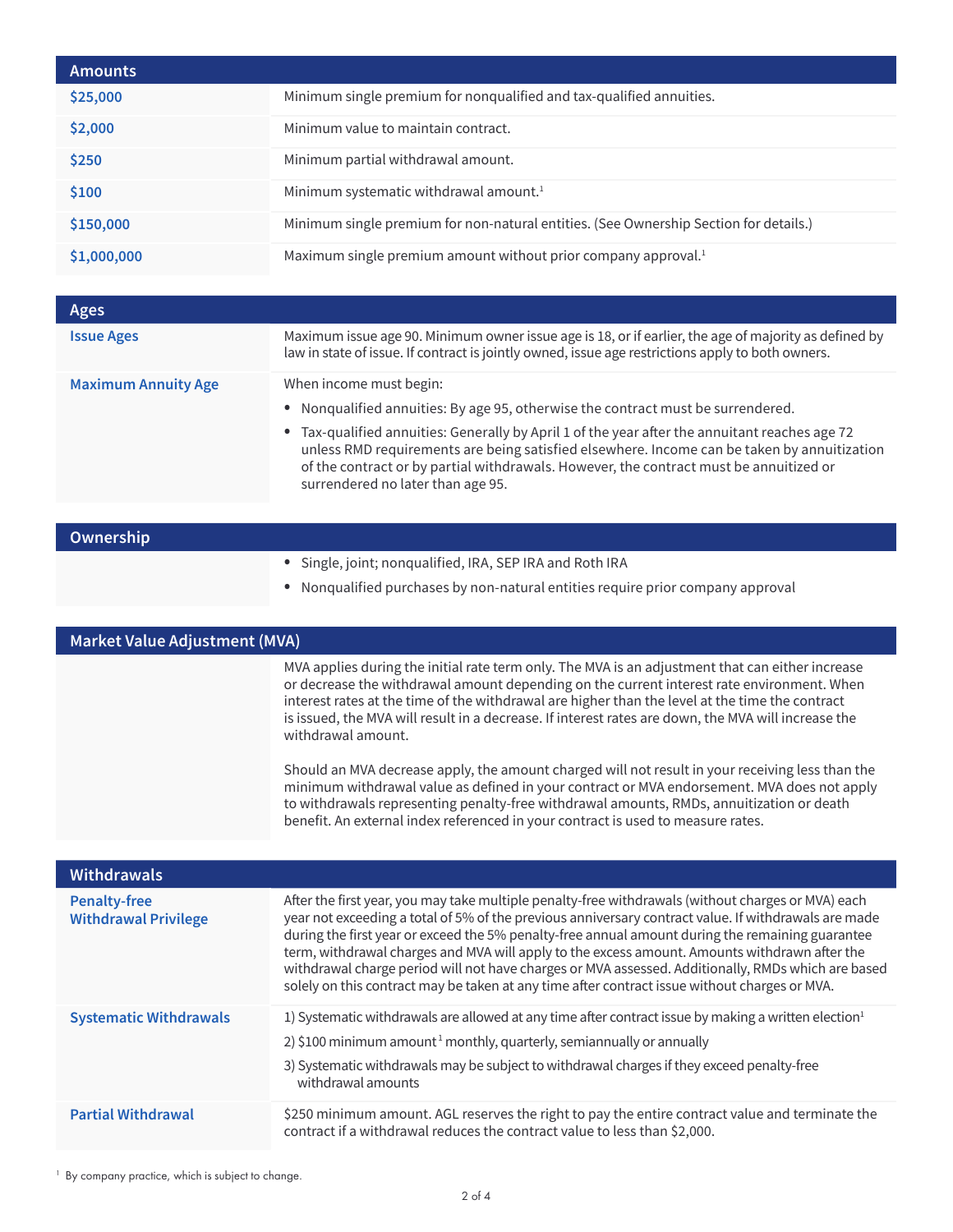## Amounts

| | |
|---|---|
| **$25,000** | Minimum single premium for nonqualified and tax-qualified annuities. |
| **$2,000** | Minimum value to maintain contract. |
| **$250** | Minimum partial withdrawal amount. |
| **$100** | Minimum systematic withdrawal amount.[1] |
| **$150,000** | Minimum single premium for non-natural entities. (See Ownership Section for details.) |
| **$1,000,000** | Maximum single premium amount without prior company approval.[1] |

## Ages

**Issue Ages**

Maximum issue age 90. Minimum owner issue age is 18, or if earlier, the age of majority as defined by law in state of issue. If contract is jointly owned, issue age restrictions apply to both owners.

**Maximum Annuity Age**

When income must begin:

- Nonqualified annuities: By age 95, otherwise the contract must be surrendered.
- Tax-qualified annuities: Generally by April 1 of the year after the annuitant reaches age 72 unless RMD requirements are being satisfied elsewhere. Income can be taken by annuitization of the contract or by partial withdrawals. However, the contract must be annuitized or surrendered no later than age 95.

## Ownership

- Single, joint; nonqualified, IRA, SEP IRA and Roth IRA
- Nonqualified purchases by non-natural entities require prior company approval

## Market Value Adjustment (MVA)

MVA applies during the initial rate term only. The MVA is an adjustment that can either increase or decrease the withdrawal amount depending on the current interest rate environment. When interest rates at the time of the withdrawal are higher than the level at the time the contract is issued, the MVA will result in a decrease. If interest rates are down, the MVA will increase the withdrawal amount.

Should an MVA decrease apply, the amount charged will not result in your receiving less than the minimum withdrawal value as defined in your contract or MVA endorsement. MVA does not apply to withdrawals representing penalty-free withdrawal amounts, RMDs, annuitization or death benefit. An external index referenced in your contract is used to measure rates.

## Withdrawals

**Penalty-free Withdrawal Privilege**

After the first year, you may take multiple penalty-free withdrawals (without charges or MVA) each year not exceeding a total of 5% of the previous anniversary contract value. If withdrawals are made during the first year or exceed the 5% penalty-free annual amount during the remaining guarantee term, withdrawal charges and MVA will apply to the excess amount. Amounts withdrawn after the withdrawal charge period will not have charges or MVA assessed. Additionally, RMDs which are based solely on this contract may be taken at any time after contract issue without charges or MVA.

**Systematic Withdrawals**

1) Systematic withdrawals are allowed at any time after contract issue by making a written election[1]

2) $100 minimum amount[1] monthly, quarterly, semiannually or annually

3) Systematic withdrawals may be subject to withdrawal charges if they exceed penalty-free withdrawal amounts

**Partial Withdrawal**

$250 minimum amount. AGL reserves the right to pay the entire contract value and terminate the contract if a withdrawal reduces the contract value to less than $2,000.

[1] By company practice, which is subject to change.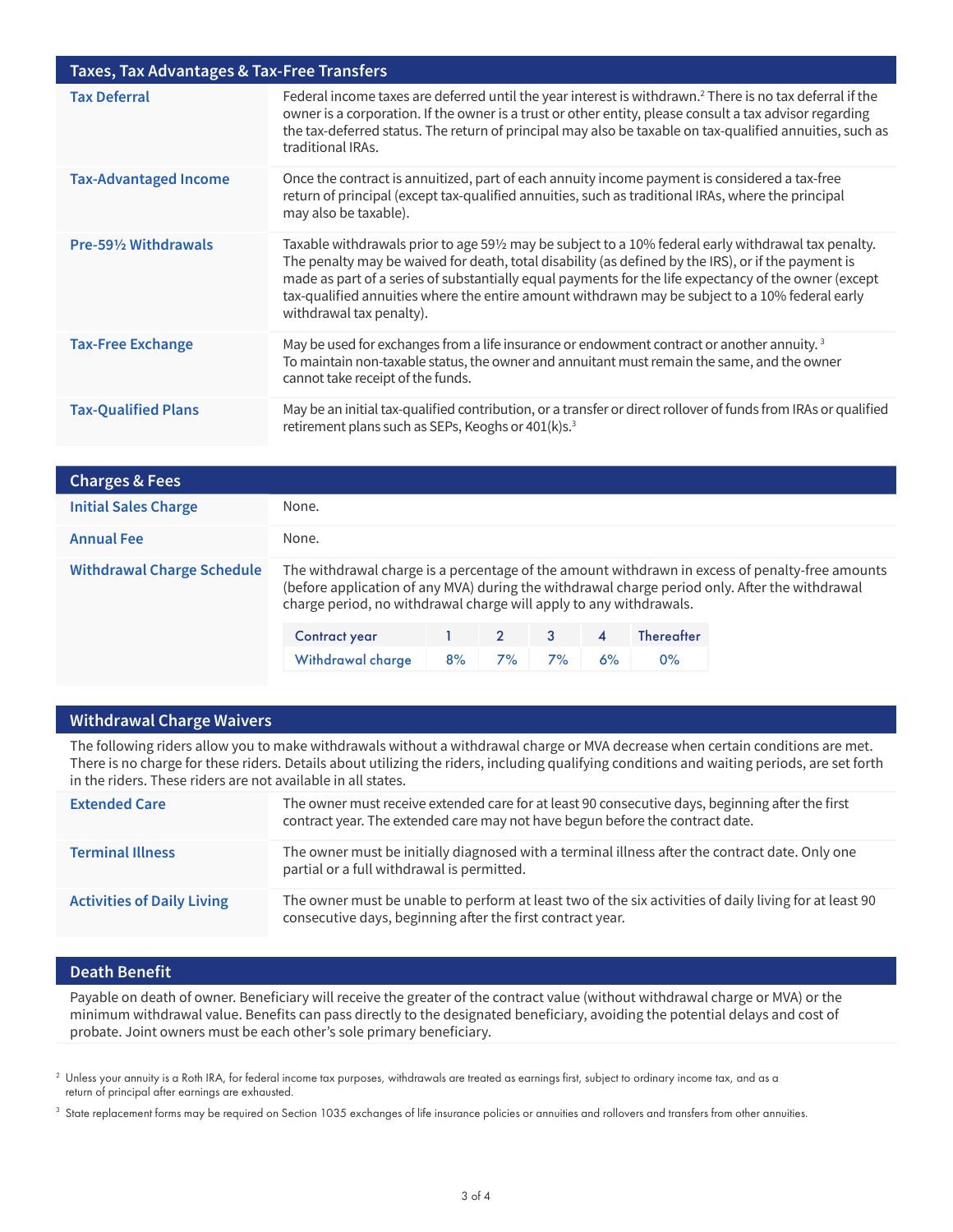## Taxes, Tax Advantages & Tax-Free Transfers

| | |
|---|---|
| **Tax Deferral** | Federal income taxes are deferred until the year interest is withdrawn.[2] There is no tax deferral if the owner is a corporation. If the owner is a trust or other entity, please consult a tax advisor regarding the tax-deferred status. The return of principal may also be taxable on tax-qualified annuities, such as traditional IRAs. |
| **Tax-Advantaged Income** | Once the contract is annuitized, part of each annuity income payment is considered a tax-free return of principal (except tax-qualified annuities, such as traditional IRAs, where the principal may also be taxable). |
| **Pre-59½ Withdrawals** | Taxable withdrawals prior to age 59½ may be subject to a 10% federal early withdrawal tax penalty. The penalty may be waived for death, total disability (as defined by the IRS), or if the payment is made as part of a series of substantially equal payments for the life expectancy of the owner (except tax-qualified annuities where the entire amount withdrawn may be subject to a 10% federal early withdrawal tax penalty). |
| **Tax-Free Exchange** | May be used for exchanges from a life insurance or endowment contract or another annuity.[3] To maintain non-taxable status, the owner and annuitant must remain the same, and the owner cannot take receipt of the funds. |
| **Tax-Qualified Plans** | May be an initial tax-qualified contribution, or a transfer or direct rollover of funds from IRAs or qualified retirement plans such as SEPs, Keoghs or 401(k)s.[3] |

## Charges & Fees

| | |
|---|---|
| **Initial Sales Charge** | None. |
| **Annual Fee** | None. |
| **Withdrawal Charge Schedule** | The withdrawal charge is a percentage of the amount withdrawn in excess of penalty-free amounts (before application of any MVA) during the withdrawal charge period only. After the withdrawal charge period, no withdrawal charge will apply to any withdrawals. |

| Contract year | 1 | 2 | 3 | 4 | Thereafter |
|---|---|---|---|---|---|
| Withdrawal charge | 8% | 7% | 7% | 6% | 0% |

## Withdrawal Charge Waivers

The following riders allow you to make withdrawals without a withdrawal charge or MVA decrease when certain conditions are met. There is no charge for these riders. Details about utilizing the riders, including qualifying conditions and waiting periods, are set forth in the riders. These riders are not available in all states.

| | |
|---|---|
| **Extended Care** | The owner must receive extended care for at least 90 consecutive days, beginning after the first contract year. The extended care may not have begun before the contract date. |
| **Terminal Illness** | The owner must be initially diagnosed with a terminal illness after the contract date. Only one partial or a full withdrawal is permitted. |
| **Activities of Daily Living** | The owner must be unable to perform at least two of the six activities of daily living for at least 90 consecutive days, beginning after the first contract year. |

## Death Benefit

Payable on death of owner. Beneficiary will receive the greater of the contract value (without withdrawal charge or MVA) or the minimum withdrawal value. Benefits can pass directly to the designated beneficiary, avoiding the potential delays and cost of probate. Joint owners must be each other's sole primary beneficiary.

[2] Unless your annuity is a Roth IRA, for federal income tax purposes, withdrawals are treated as earnings first, subject to ordinary income tax, and as a return of principal after earnings are exhausted.

[3] State replacement forms may be required on Section 1035 exchanges of life insurance policies or annuities and rollovers and transfers from other annuities.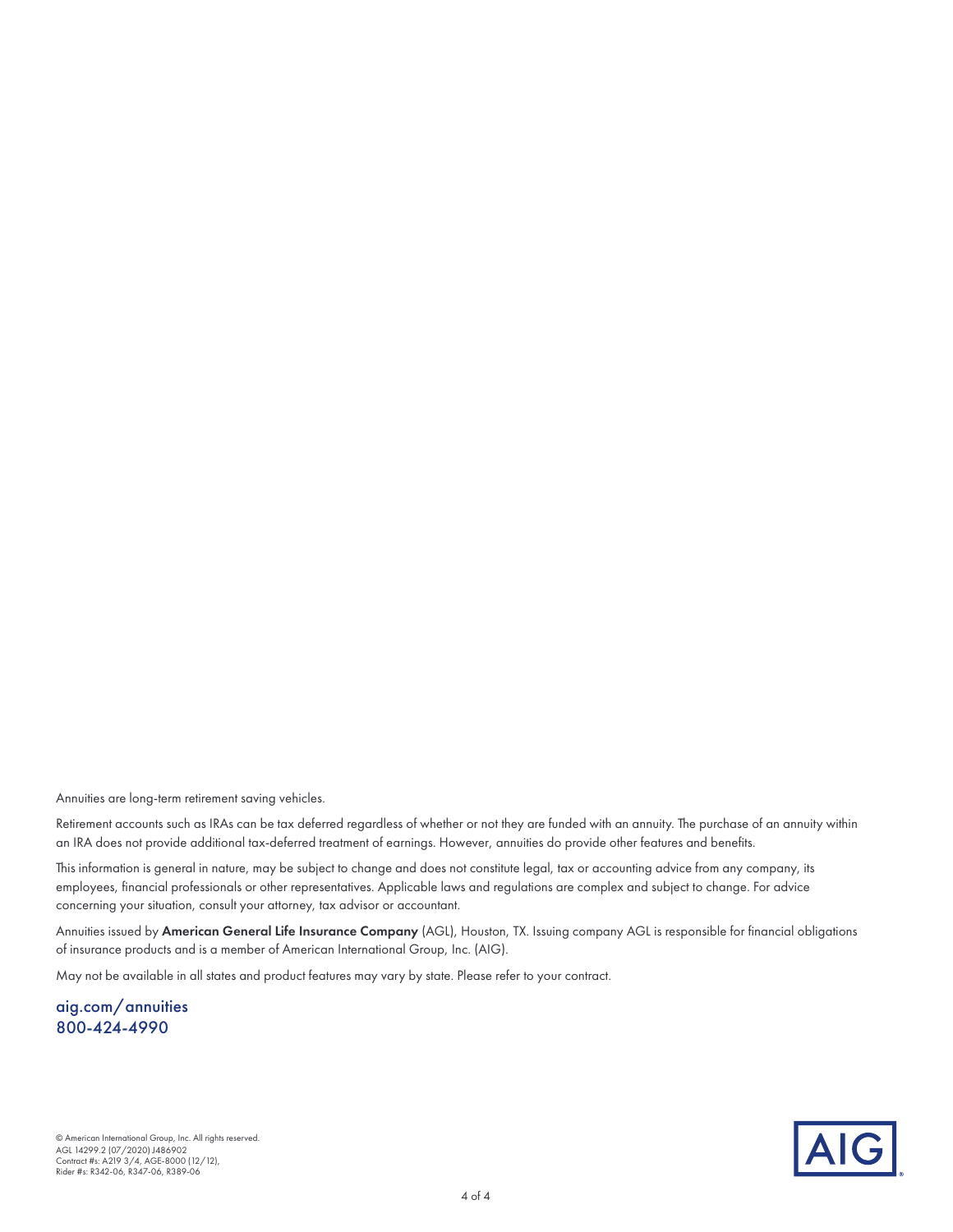Annuities are long-term retirement saving vehicles.

Retirement accounts such as IRAs can be tax deferred regardless of whether or not they are funded with an annuity. The purchase of an annuity within an IRA does not provide additional tax-deferred treatment of earnings. However, annuities do provide other features and benefits.

This information is general in nature, may be subject to change and does not constitute legal, tax or accounting advice from any company, its employees, financial professionals or other representatives. Applicable laws and regulations are complex and subject to change. For advice concerning your situation, consult your attorney, tax advisor or accountant.

Annuities issued by **American General Life Insurance Company** (AGL), Houston, TX. Issuing company AGL is responsible for financial obligations of insurance products and is a member of American International Group, Inc. (AIG).

May not be available in all states and product features may vary by state. Please refer to your contract.

aig.com/annuities
800-424-4990

© American International Group, Inc. All rights reserved.
AGL 14299.2 (07/2020) J486902
Contract #s: A219 3/4, AGE-8000 (12/12),
Rider #s: R342-06, R347-06, R389-06

AIG